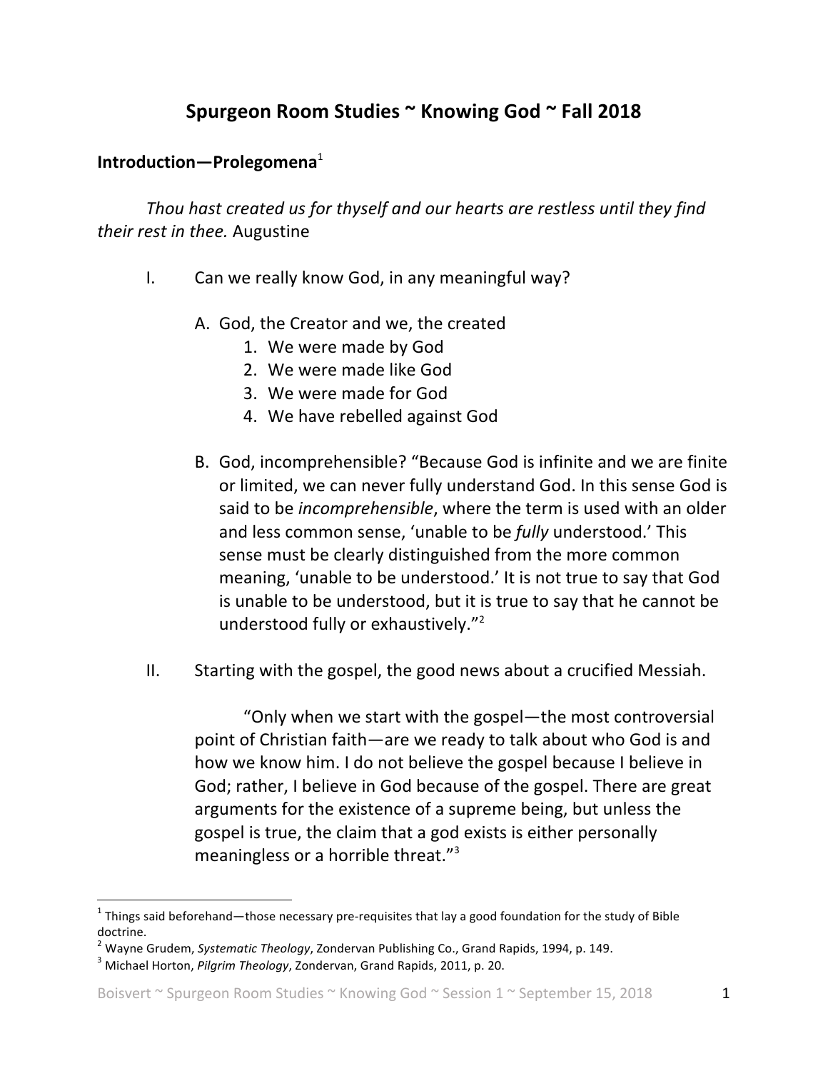# Spurgeon Room Studies ~ Knowing God ~ Fall 2018

## Introduction—Prolegomena[1]

*Thou hast created us for thyself and our hearts are restless until they find their rest in thee.* Augustine

I. Can we really know God, in any meaningful way?

   A. God, the Creator and we, the created
      1. We were made by God
      2. We were made like God
      3. We were made for God
      4. We have rebelled against God

   B. God, incomprehensible? "Because God is infinite and we are finite or limited, we can never fully understand God. In this sense God is said to be *incomprehensible*, where the term is used with an older and less common sense, 'unable to be *fully* understood.' This sense must be clearly distinguished from the more common meaning, 'unable to be understood.' It is not true to say that God is unable to be understood, but it is true to say that he cannot be understood fully or exhaustively."[2]

II. Starting with the gospel, the good news about a crucified Messiah.

> "Only when we start with the gospel—the most controversial point of Christian faith—are we ready to talk about who God is and how we know him. I do not believe the gospel because I believe in God; rather, I believe in God because of the gospel. There are great arguments for the existence of a supreme being, but unless the gospel is true, the claim that a god exists is either personally meaningless or a horrible threat."[3]

---

[1] Things said beforehand—those necessary pre-requisites that lay a good foundation for the study of Bible doctrine.

[2] Wayne Grudem, *Systematic Theology*, Zondervan Publishing Co., Grand Rapids, 1994, p. 149.

[3] Michael Horton, *Pilgrim Theology*, Zondervan, Grand Rapids, 2011, p. 20.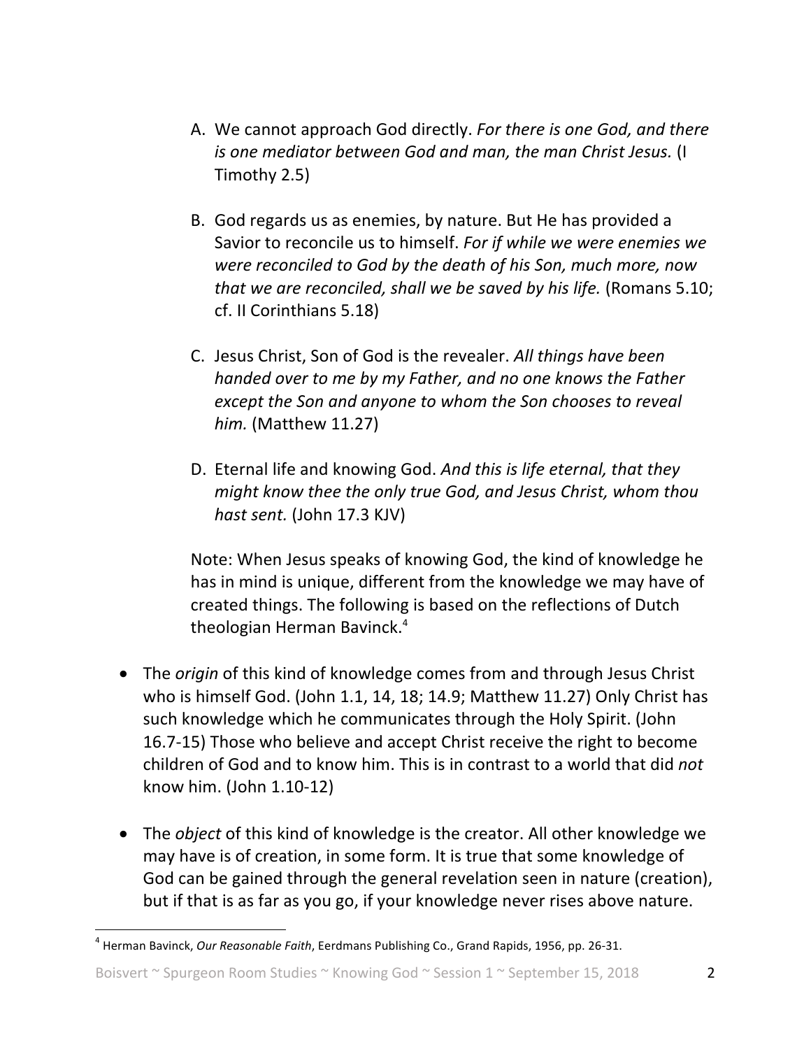A. We cannot approach God directly. *For there is one God, and there is one mediator between God and man, the man Christ Jesus.* (I Timothy 2.5)

B. God regards us as enemies, by nature. But He has provided a Savior to reconcile us to himself. *For if while we were enemies we were reconciled to God by the death of his Son, much more, now that we are reconciled, shall we be saved by his life.* (Romans 5.10; cf. II Corinthians 5.18)

C. Jesus Christ, Son of God is the revealer. *All things have been handed over to me by my Father, and no one knows the Father except the Son and anyone to whom the Son chooses to reveal him.* (Matthew 11.27)

D. Eternal life and knowing God. *And this is life eternal, that they might know thee the only true God, and Jesus Christ, whom thou hast sent.* (John 17.3 KJV)

Note: When Jesus speaks of knowing God, the kind of knowledge he has in mind is unique, different from the knowledge we may have of created things. The following is based on the reflections of Dutch theologian Herman Bavinck.[4]

- The *origin* of this kind of knowledge comes from and through Jesus Christ who is himself God. (John 1.1, 14, 18; 14.9; Matthew 11.27) Only Christ has such knowledge which he communicates through the Holy Spirit. (John 16.7-15) Those who believe and accept Christ receive the right to become children of God and to know him. This is in contrast to a world that did *not* know him. (John 1.10-12)

- The *object* of this kind of knowledge is the creator. All other knowledge we may have is of creation, in some form. It is true that some knowledge of God can be gained through the general revelation seen in nature (creation), but if that is as far as you go, if your knowledge never rises above nature.

---

[4] Herman Bavinck, *Our Reasonable Faith*, Eerdmans Publishing Co., Grand Rapids, 1956, pp. 26-31.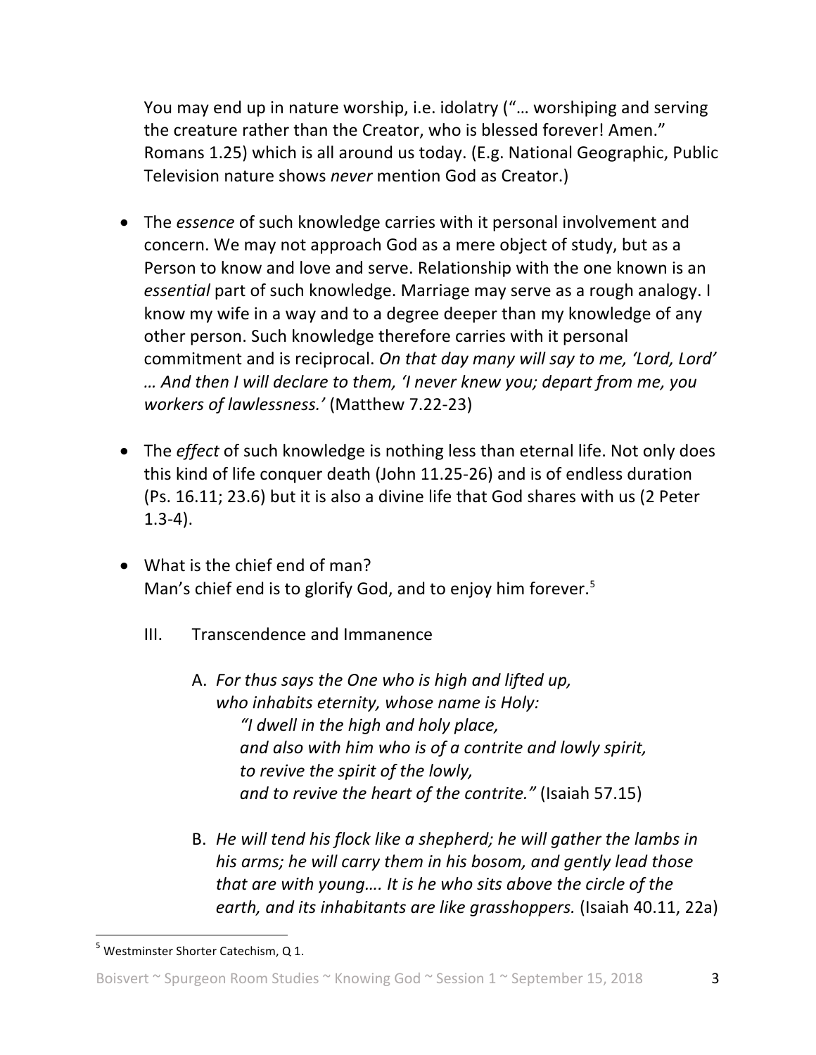You may end up in nature worship, i.e. idolatry ("… worshiping and serving the creature rather than the Creator, who is blessed forever! Amen." Romans 1.25) which is all around us today. (E.g. National Geographic, Public Television nature shows *never* mention God as Creator.)

- The *essence* of such knowledge carries with it personal involvement and concern. We may not approach God as a mere object of study, but as a Person to know and love and serve. Relationship with the one known is an *essential* part of such knowledge. Marriage may serve as a rough analogy. I know my wife in a way and to a degree deeper than my knowledge of any other person. Such knowledge therefore carries with it personal commitment and is reciprocal. *On that day many will say to me, 'Lord, Lord' … And then I will declare to them, 'I never knew you; depart from me, you workers of lawlessness.'* (Matthew 7.22-23)

- The *effect* of such knowledge is nothing less than eternal life. Not only does this kind of life conquer death (John 11.25-26) and is of endless duration (Ps. 16.11; 23.6) but it is also a divine life that God shares with us (2 Peter 1.3-4).

- What is the chief end of man?
  Man's chief end is to glorify God, and to enjoy him forever.[5]

## III. Transcendence and Immanence

A. *For thus says the One who is high and lifted up,*
*who inhabits eternity, whose name is Holy:*
*"I dwell in the high and holy place,*
*and also with him who is of a contrite and lowly spirit,*
*to revive the spirit of the lowly,*
*and to revive the heart of the contrite."* (Isaiah 57.15)

B. *He will tend his flock like a shepherd; he will gather the lambs in his arms; he will carry them in his bosom, and gently lead those that are with young…. It is he who sits above the circle of the earth, and its inhabitants are like grasshoppers.* (Isaiah 40.11, 22a)

---

[5] Westminster Shorter Catechism, Q 1.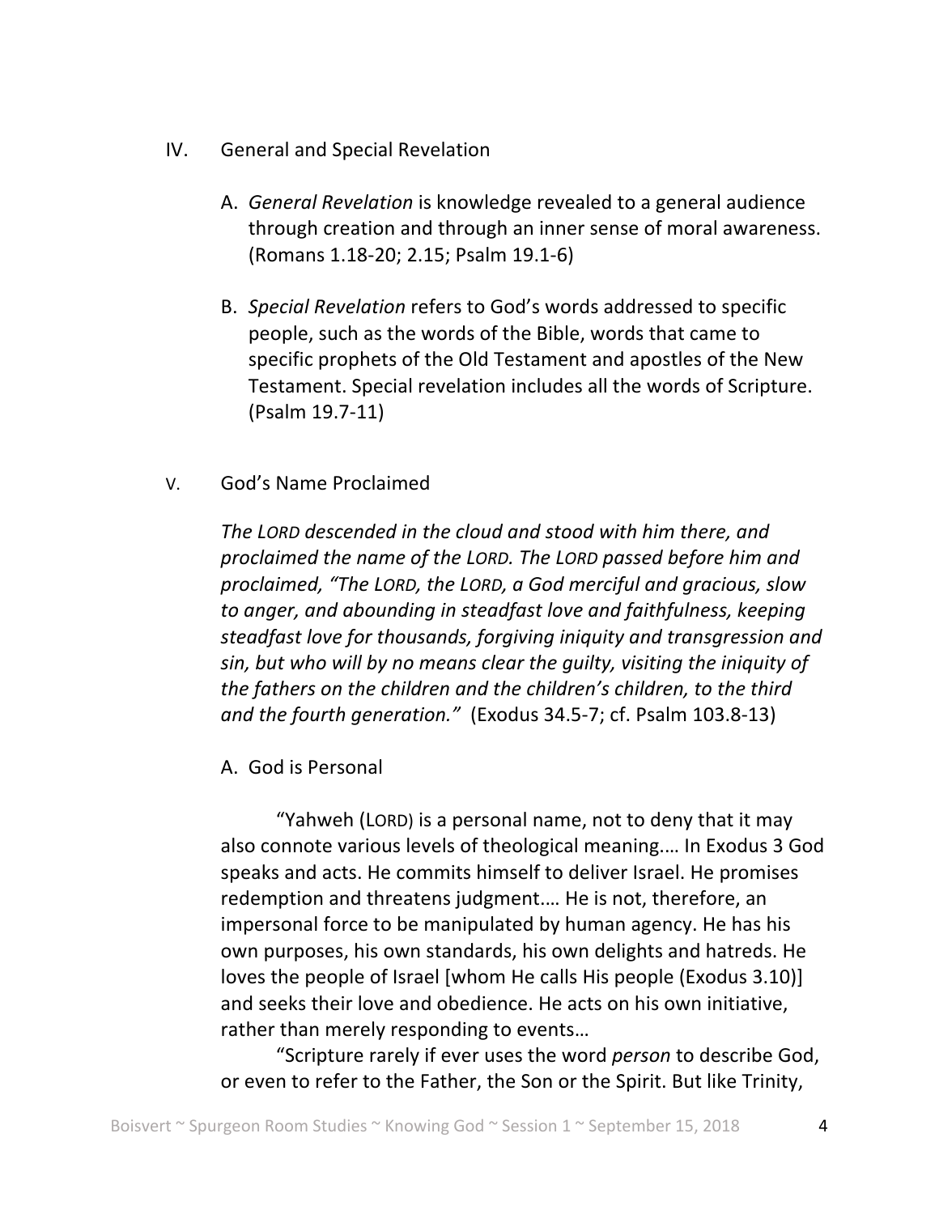## IV. General and Special Revelation

A. *General Revelation* is knowledge revealed to a general audience through creation and through an inner sense of moral awareness. (Romans 1.18-20; 2.15; Psalm 19.1-6)

B. *Special Revelation* refers to God's words addressed to specific people, such as the words of the Bible, words that came to specific prophets of the Old Testament and apostles of the New Testament. Special revelation includes all the words of Scripture. (Psalm 19.7-11)

## V. God's Name Proclaimed

*The LORD descended in the cloud and stood with him there, and proclaimed the name of the LORD. The LORD passed before him and proclaimed, "The LORD, the LORD, a God merciful and gracious, slow to anger, and abounding in steadfast love and faithfulness, keeping steadfast love for thousands, forgiving iniquity and transgression and sin, but who will by no means clear the guilty, visiting the iniquity of the fathers on the children and the children's children, to the third and the fourth generation."* (Exodus 34.5-7; cf. Psalm 103.8-13)

A. God is Personal

"Yahweh (LORD) is a personal name, not to deny that it may also connote various levels of theological meaning.… In Exodus 3 God speaks and acts. He commits himself to deliver Israel. He promises redemption and threatens judgment.… He is not, therefore, an impersonal force to be manipulated by human agency. He has his own purposes, his own standards, his own delights and hatreds. He loves the people of Israel [whom He calls His people (Exodus 3.10)] and seeks their love and obedience. He acts on his own initiative, rather than merely responding to events…

"Scripture rarely if ever uses the word *person* to describe God, or even to refer to the Father, the Son or the Spirit. But like Trinity,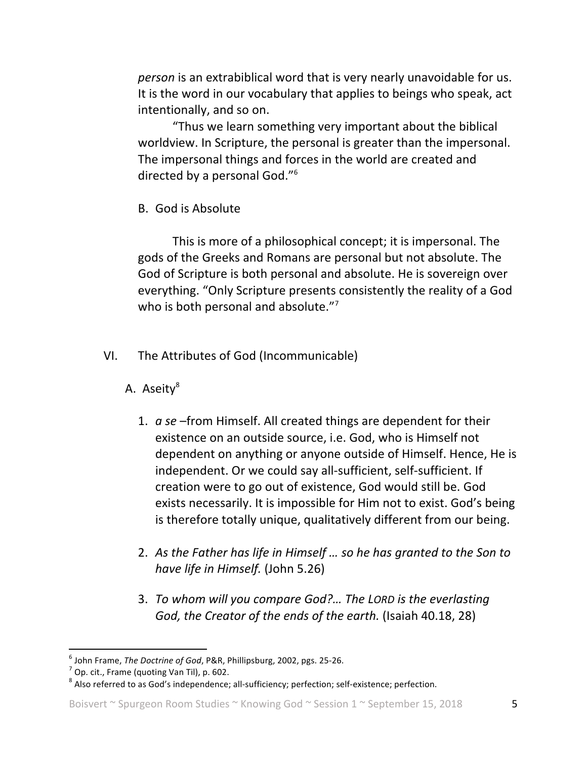*person* is an extrabiblical word that is very nearly unavoidable for us. It is the word in our vocabulary that applies to beings who speak, act intentionally, and so on.

"Thus we learn something very important about the biblical worldview. In Scripture, the personal is greater than the impersonal. The impersonal things and forces in the world are created and directed by a personal God."[6]

B. God is Absolute

This is more of a philosophical concept; it is impersonal. The gods of the Greeks and Romans are personal but not absolute. The God of Scripture is both personal and absolute. He is sovereign over everything. "Only Scripture presents consistently the reality of a God who is both personal and absolute."[7]

## VI. The Attributes of God (Incommunicable)

### A. Aseity[8]

1. *a se* –from Himself. All created things are dependent for their existence on an outside source, i.e. God, who is Himself not dependent on anything or anyone outside of Himself. Hence, He is independent. Or we could say all-sufficient, self-sufficient. If creation were to go out of existence, God would still be. God exists necessarily. It is impossible for Him not to exist. God's being is therefore totally unique, qualitatively different from our being.
2. *As the Father has life in Himself … so he has granted to the Son to have life in Himself.* (John 5.26)
3. *To whom will you compare God?… The LORD is the everlasting God, the Creator of the ends of the earth.* (Isaiah 40.18, 28)

---

[6] John Frame, *The Doctrine of God*, P&R, Phillipsburg, 2002, pgs. 25-26.

[7] Op. cit., Frame (quoting Van Til), p. 602.

[8] Also referred to as God's independence; all-sufficiency; perfection; self-existence; perfection.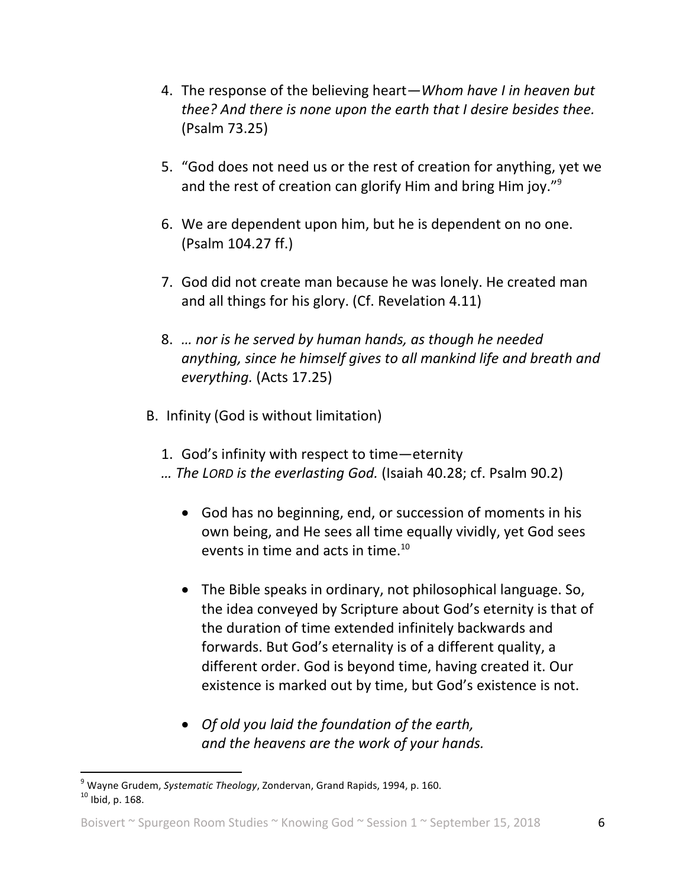4. The response of the believing heart—*Whom have I in heaven but thee? And there is none upon the earth that I desire besides thee.* (Psalm 73.25)

5. "God does not need us or the rest of creation for anything, yet we and the rest of creation can glorify Him and bring Him joy."[9]

6. We are dependent upon him, but he is dependent on no one. (Psalm 104.27 ff.)

7. God did not create man because he was lonely. He created man and all things for his glory. (Cf. Revelation 4.11)

8. *… nor is he served by human hands, as though he needed anything, since he himself gives to all mankind life and breath and everything.* (Acts 17.25)

B. Infinity (God is without limitation)

1. God's infinity with respect to time—eternity

*… The LORD is the everlasting God.* (Isaiah 40.28; cf. Psalm 90.2)

- God has no beginning, end, or succession of moments in his own being, and He sees all time equally vividly, yet God sees events in time and acts in time.[10]

- The Bible speaks in ordinary, not philosophical language. So, the idea conveyed by Scripture about God's eternity is that of the duration of time extended infinitely backwards and forwards. But God's eternality is of a different quality, a different order. God is beyond time, having created it. Our existence is marked out by time, but God's existence is not.

- *Of old you laid the foundation of the earth,*
  *and the heavens are the work of your hands.*

---

[9] Wayne Grudem, *Systematic Theology*, Zondervan, Grand Rapids, 1994, p. 160.

[10] Ibid, p. 168.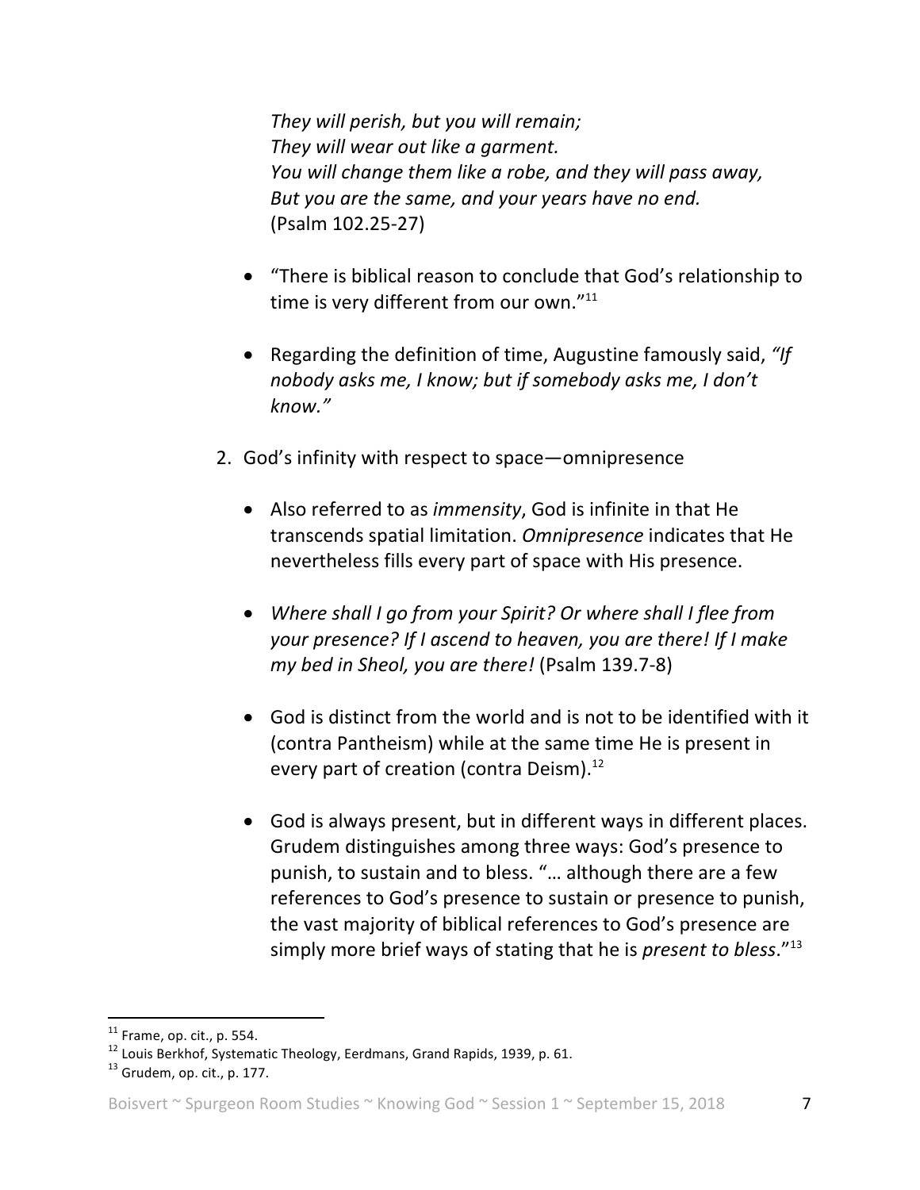*They will perish, but you will remain;*
*They will wear out like a garment.*
*You will change them like a robe, and they will pass away,*
*But you are the same, and your years have no end.*
(Psalm 102.25-27)

- "There is biblical reason to conclude that God's relationship to time is very different from our own."[11]

- Regarding the definition of time, Augustine famously said, *"If nobody asks me, I know; but if somebody asks me, I don't know."*

2. God's infinity with respect to space—omnipresence

    - Also referred to as *immensity*, God is infinite in that He transcends spatial limitation. *Omnipresence* indicates that He nevertheless fills every part of space with His presence.

    - *Where shall I go from your Spirit? Or where shall I flee from your presence? If I ascend to heaven, you are there! If I make my bed in Sheol, you are there!* (Psalm 139.7-8)

    - God is distinct from the world and is not to be identified with it (contra Pantheism) while at the same time He is present in every part of creation (contra Deism).[12]

    - God is always present, but in different ways in different places. Grudem distinguishes among three ways: God's presence to punish, to sustain and to bless. "… although there are a few references to God's presence to sustain or presence to punish, the vast majority of biblical references to God's presence are simply more brief ways of stating that he is *present to bless*."[13]

---

[11] Frame, op. cit., p. 554.
[12] Louis Berkhof, Systematic Theology, Eerdmans, Grand Rapids, 1939, p. 61.
[13] Grudem, op. cit., p. 177.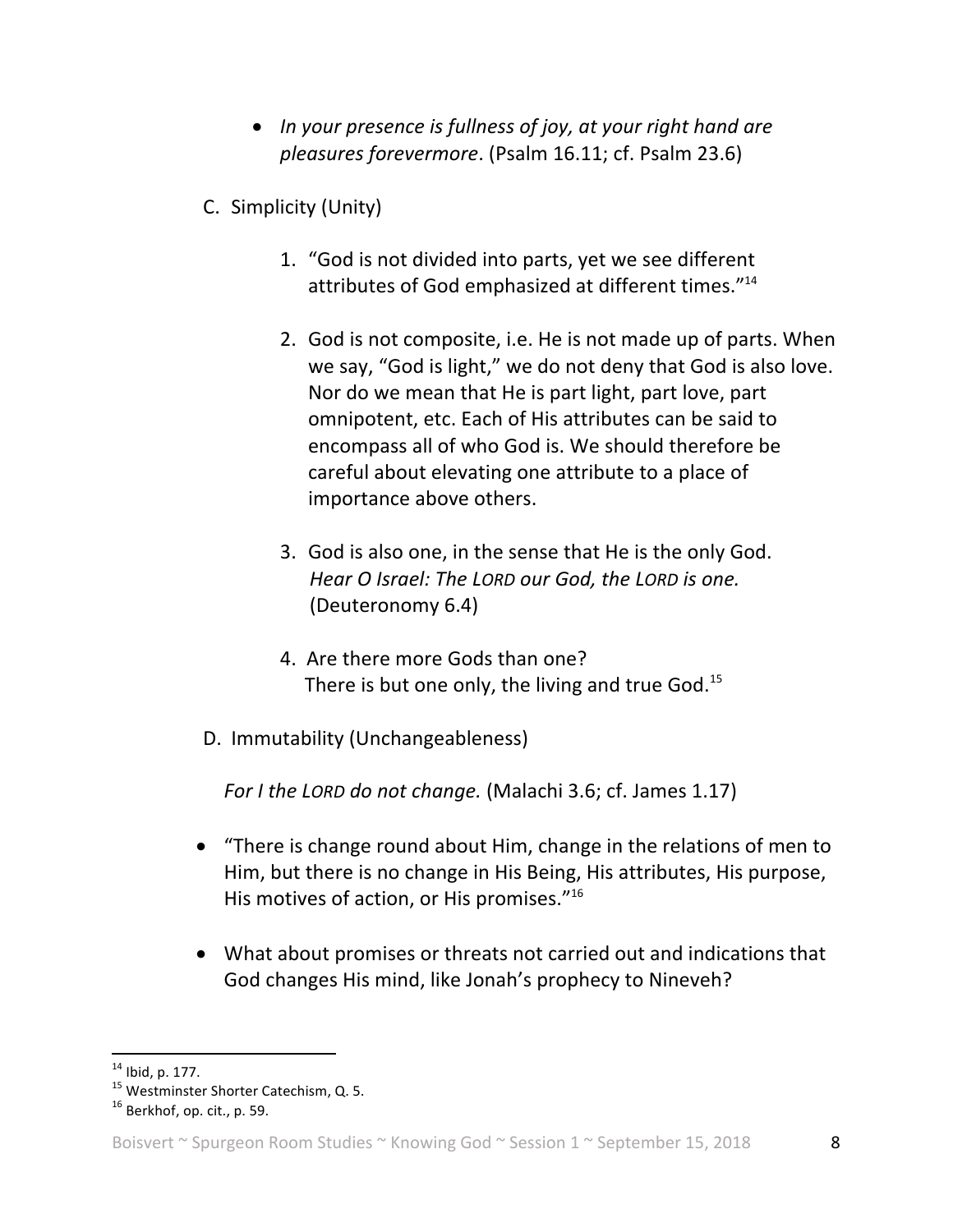- *In your presence is fullness of joy, at your right hand are pleasures forevermore*. (Psalm 16.11; cf. Psalm 23.6)

C. Simplicity (Unity)

1. "God is not divided into parts, yet we see different attributes of God emphasized at different times."[14]

2. God is not composite, i.e. He is not made up of parts. When we say, "God is light," we do not deny that God is also love. Nor do we mean that He is part light, part love, part omnipotent, etc. Each of His attributes can be said to encompass all of who God is. We should therefore be careful about elevating one attribute to a place of importance above others.

3. God is also one, in the sense that He is the only God.
   *Hear O Israel: The LORD our God, the LORD is one.* (Deuteronomy 6.4)

4. Are there more Gods than one?
   There is but one only, the living and true God.[15]

D. Immutability (Unchangeableness)

*For I the LORD do not change.* (Malachi 3.6; cf. James 1.17)

- "There is change round about Him, change in the relations of men to Him, but there is no change in His Being, His attributes, His purpose, His motives of action, or His promises."[16]

- What about promises or threats not carried out and indications that God changes His mind, like Jonah's prophecy to Nineveh?

---

[14] Ibid, p. 177.
[15] Westminster Shorter Catechism, Q. 5.
[16] Berkhof, op. cit., p. 59.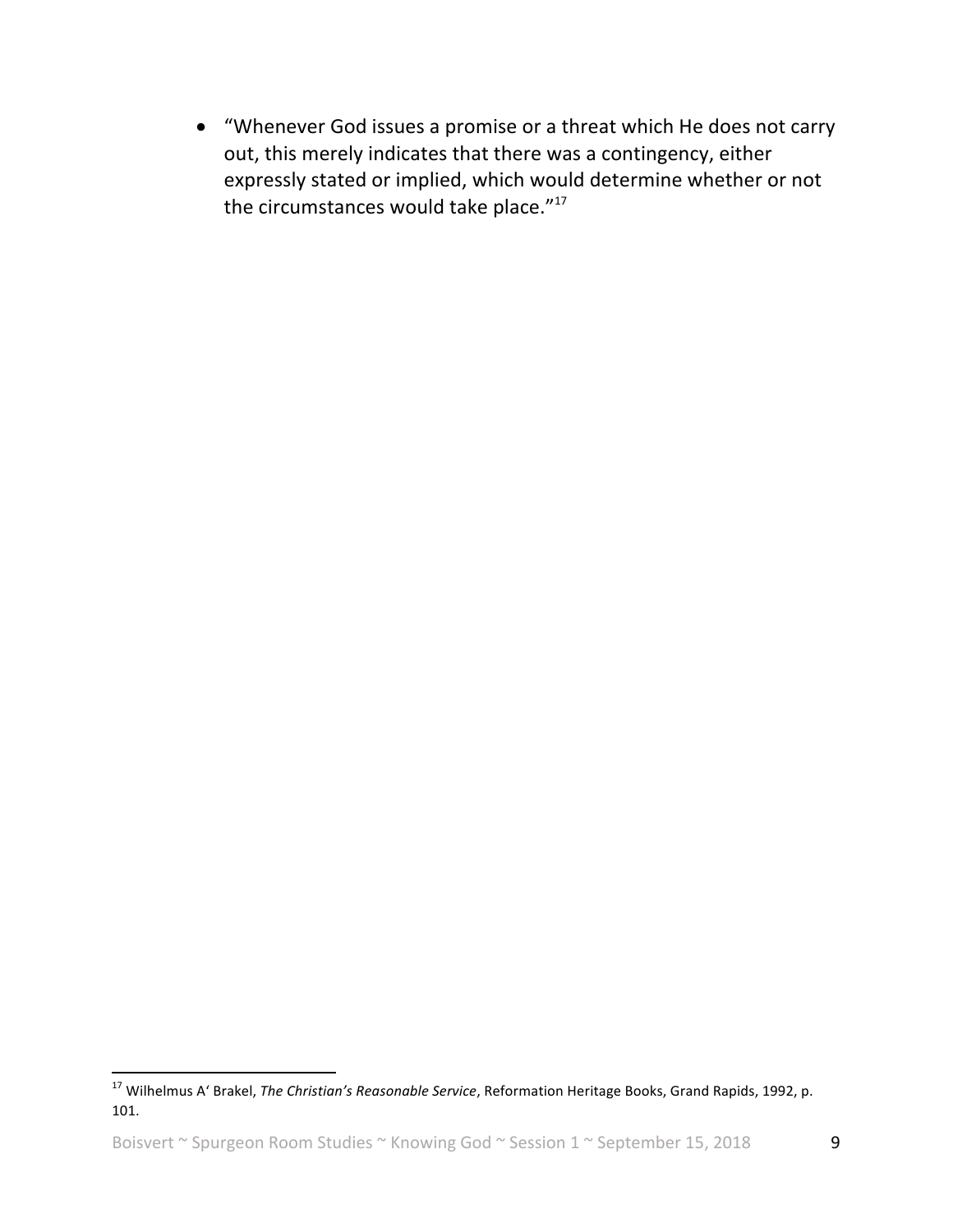- "Whenever God issues a promise or a threat which He does not carry out, this merely indicates that there was a contingency, either expressly stated or implied, which would determine whether or not the circumstances would take place."[17]

[17] Wilhelmus A' Brakel, *The Christian's Reasonable Service*, Reformation Heritage Books, Grand Rapids, 1992, p. 101.